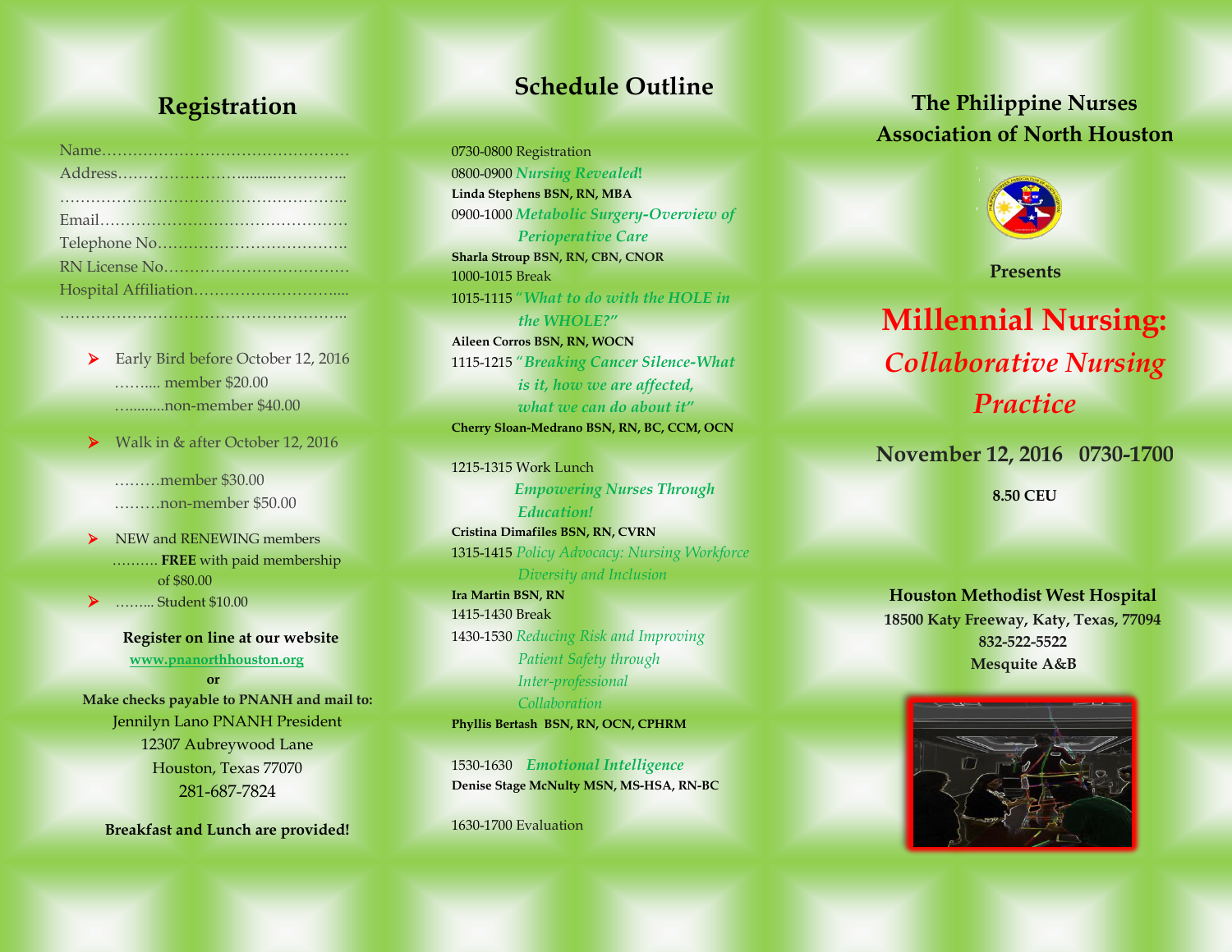## Registration

Name…………………………………………

Address…………………….........…………..

……………………………………………..

Email………………………………………

Telephone No………………………………

RN License No……………………………

Hospital Affiliation…………………….....

……………………………………………..

- Early Bird before October 12, 2016
  - ……..... member $20.00
  - ….........non-member $40.00
- Walk in & after October 12, 2016
  - ………member $30.00
  - ………non-member $50.00
- NEW and RENEWING members
  - ………. **FREE** with paid membership of $80.00
- …….. Student $10.00

**Register on line at our website**

**www.pnanorthhouston.org**

**or**

**Make checks payable to PNANH and mail to:**

Jennilyn Lano PNANH President
12307 Aubreywood Lane
Houston, Texas 77070
281-687-7824

**Breakfast and Lunch are provided!**

## Schedule Outline

0730-0800 Registration

0800-0900 ***Nursing Revealed!***
**Linda Stephens BSN, RN, MBA**

0900-1000 ***Metabolic Surgery-Overview of Perioperative Care***
**Sharla Stroup BSN, RN, CBN, CNOR**

1000-1015 Break

1015-1115 ***"What to do with the HOLE in the WHOLE?"***
**Aileen Corros BSN, RN, WOCN**

1115-1215 ***"Breaking Cancer Silence-What is it, how we are affected, what we can do about it"***
**Cherry Sloan-Medrano BSN, RN, BC, CCM, OCN**

1215-1315 Work Lunch
***Empowering Nurses Through Education!***
**Cristina Dimafiles BSN, RN, CVRN**

1315-1415 *Policy Advocacy: Nursing Workforce Diversity and Inclusion*
**Ira Martin BSN, RN**

1415-1430 Break

1430-1530 *Reducing Risk and Improving Patient Safety through Inter-professional Collaboration*
**Phyllis Bertash BSN, RN, OCN, CPHRM**

1530-1630 ***Emotional Intelligence***
**Denise Stage McNulty MSN, MS-HSA, RN-BC**

1630-1700 Evaluation

## The Philippine Nurses Association of North Houston

**Presents**

# Millennial Nursing: *Collaborative Nursing Practice*

**November 12, 2016 0730-1700**

**8.50 CEU**

**Houston Methodist West Hospital**
**18500 Katy Freeway, Katy, Texas, 77094**
**832-522-5522**
**Mesquite A&B**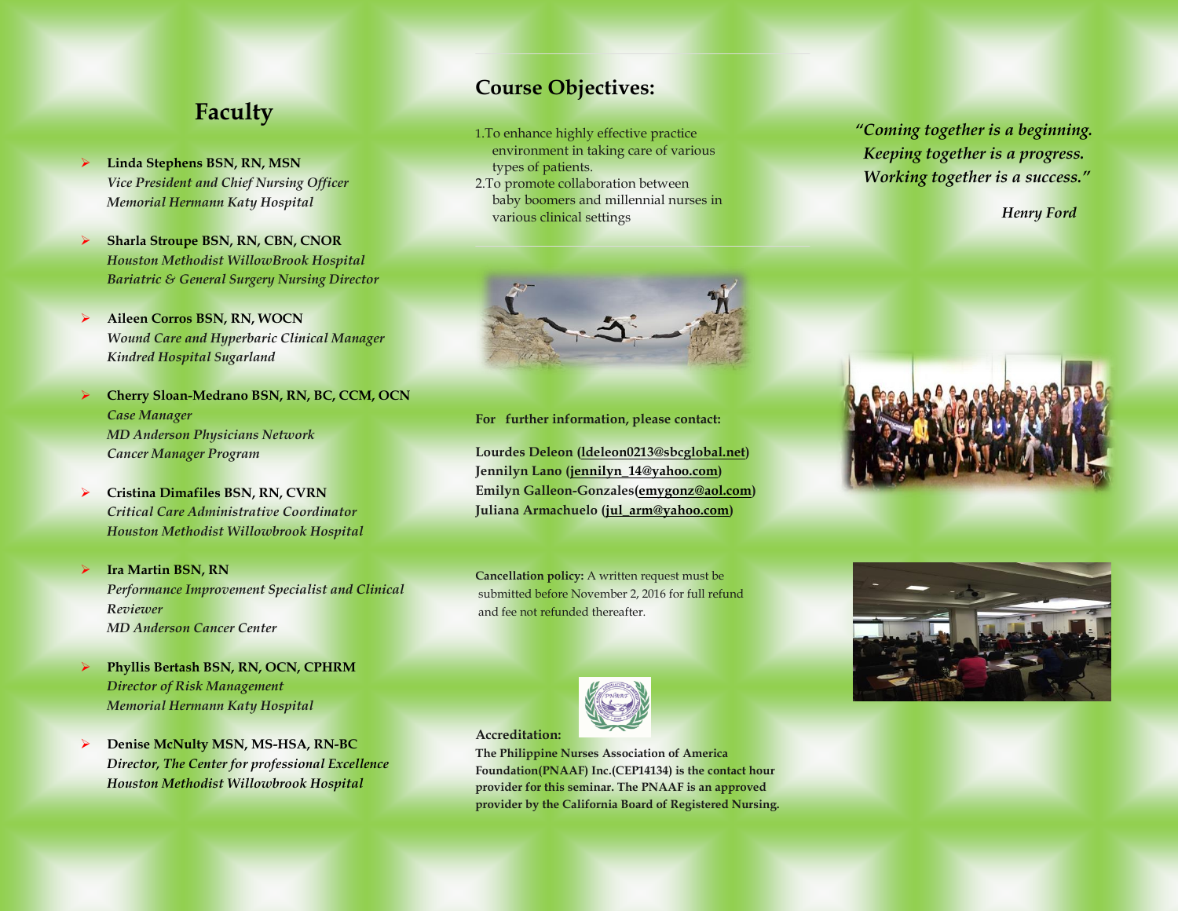## Faculty

- **Linda Stephens BSN, RN, MSN**
  *Vice President and Chief Nursing Officer*
  *Memorial Hermann Katy Hospital*

- **Sharla Stroupe BSN, RN, CBN, CNOR**
  *Houston Methodist WillowBrook Hospital*
  *Bariatric & General Surgery Nursing Director*

- **Aileen Corros BSN, RN, WOCN**
  *Wound Care and Hyperbaric Clinical Manager*
  *Kindred Hospital Sugarland*

- **Cherry Sloan-Medrano BSN, RN, BC, CCM, OCN**
  *Case Manager*
  *MD Anderson Physicians Network*
  *Cancer Manager Program*

- **Cristina Dimafiles BSN, RN, CVRN**
  *Critical Care Administrative Coordinator*
  *Houston Methodist Willowbrook Hospital*

- **Ira Martin BSN, RN**
  *Performance Improvement Specialist and Clinical Reviewer*
  *MD Anderson Cancer Center*

- **Phyllis Bertash BSN, RN, OCN, CPHRM**
  *Director of Risk Management*
  *Memorial Hermann Katy Hospital*

- **Denise McNulty MSN, MS-HSA, RN-BC**
  *Director, The Center for professional Excellence*
  *Houston Methodist Willowbrook Hospital*

## Course Objectives:

1. To enhance highly effective practice environment in taking care of various types of patients.
2. To promote collaboration between baby boomers and millennial nurses in various clinical settings

**For further information, please contact:**

**Lourdes Deleon (ldeleon0213@sbcglobal.net)**
**Jennilyn Lano (jennilyn_14@yahoo.com)**
**Emilyn Galleon-Gonzales(emygonz@aol.com)**
**Juliana Armachuelo (jul_arm@yahoo.com)**

**Cancellation policy:** A written request must be submitted before November 2, 2016 for full refund and fee not refunded thereafter.

**Accreditation:**

**The Philippine Nurses Association of America Foundation(PNAAF) Inc.(CEP14134) is the contact hour provider for this seminar. The PNAAF is an approved provider by the California Board of Registered Nursing.**

*"Coming together is a beginning. Keeping together is a progress. Working together is a success."*

*Henry Ford*